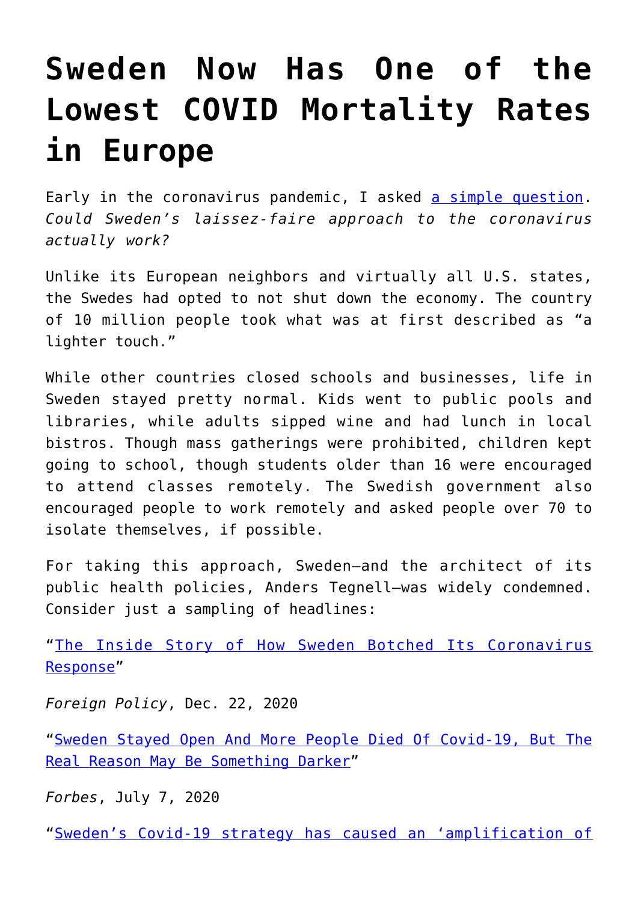# Sweden Now Has One of the Lowest COVID Mortality Rates in Europe

Early in the coronavirus pandemic, I asked [a simple question](). *Could Sweden's laissez-faire approach to the coronavirus actually work?*

Unlike its European neighbors and virtually all U.S. states, the Swedes had opted to not shut down the economy. The country of 10 million people took what was at first described as "a lighter touch."

While other countries closed schools and businesses, life in Sweden stayed pretty normal. Kids went to public pools and libraries, while adults sipped wine and had lunch in local bistros. Though mass gatherings were prohibited, children kept going to school, though students older than 16 were encouraged to attend classes remotely. The Swedish government also encouraged people to work remotely and asked people over 70 to isolate themselves, if possible.

For taking this approach, Sweden—and the architect of its public health policies, Anders Tegnell—was widely condemned. Consider just a sampling of headlines:

"[The Inside Story of How Sweden Botched Its Coronavirus Response]()"

*Foreign Policy*, Dec. 22, 2020

"[Sweden Stayed Open And More People Died Of Covid-19, But The Real Reason May Be Something Darker]()"

*Forbes*, July 7, 2020

"[Sweden's Covid-19 strategy has caused an 'amplification of]()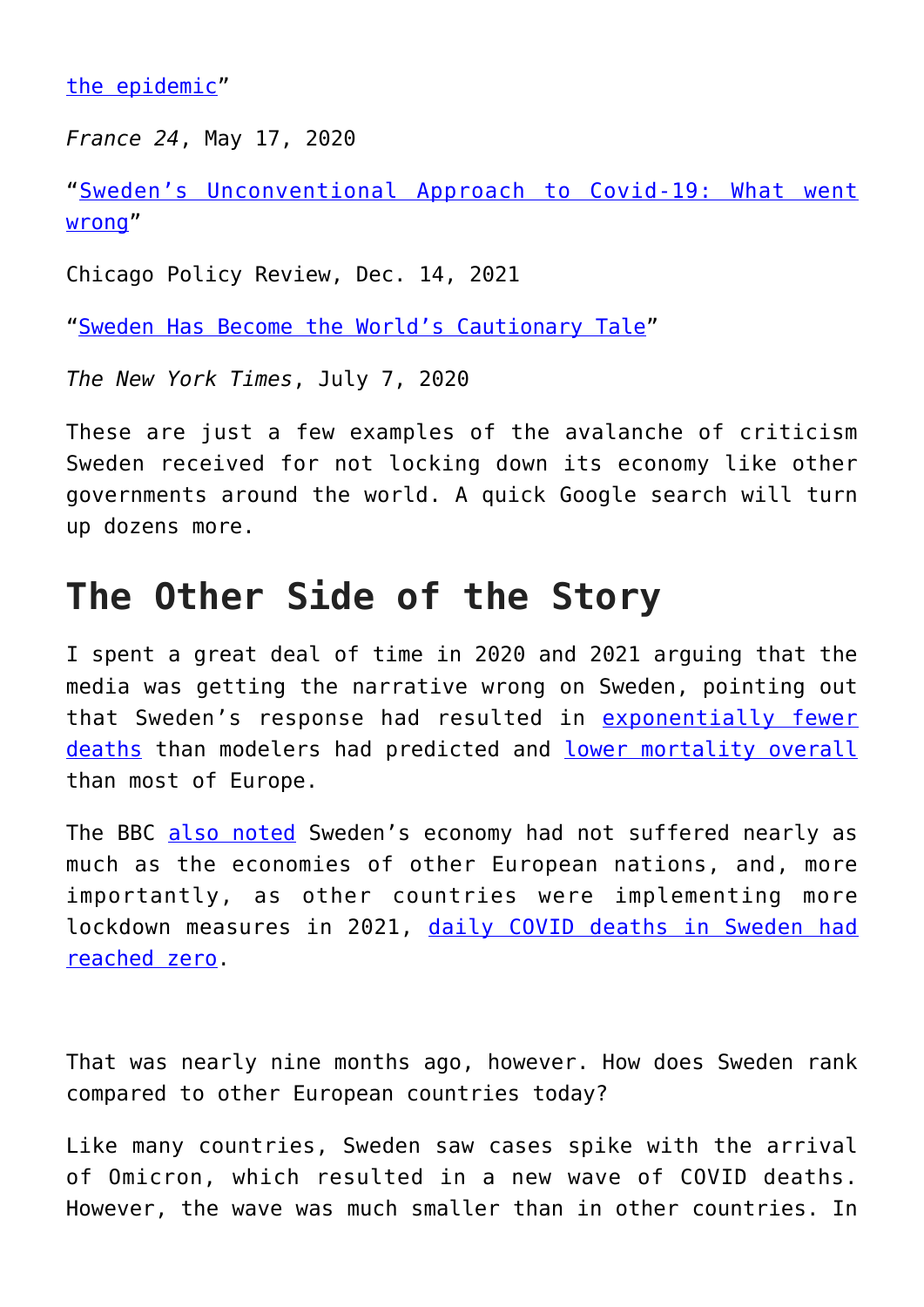the epidemic"

*France 24*, May 17, 2020

"Sweden's Unconventional Approach to Covid-19: What went wrong"

Chicago Policy Review, Dec. 14, 2021

"Sweden Has Become the World's Cautionary Tale"

*The New York Times*, July 7, 2020

These are just a few examples of the avalanche of criticism Sweden received for not locking down its economy like other governments around the world. A quick Google search will turn up dozens more.

## The Other Side of the Story

I spent a great deal of time in 2020 and 2021 arguing that the media was getting the narrative wrong on Sweden, pointing out that Sweden's response had resulted in exponentially fewer deaths than modelers had predicted and lower mortality overall than most of Europe.

The BBC also noted Sweden's economy had not suffered nearly as much as the economies of other European nations, and, more importantly, as other countries were implementing more lockdown measures in 2021, daily COVID deaths in Sweden had reached zero.

That was nearly nine months ago, however. How does Sweden rank compared to other European countries today?

Like many countries, Sweden saw cases spike with the arrival of Omicron, which resulted in a new wave of COVID deaths. However, the wave was much smaller than in other countries. In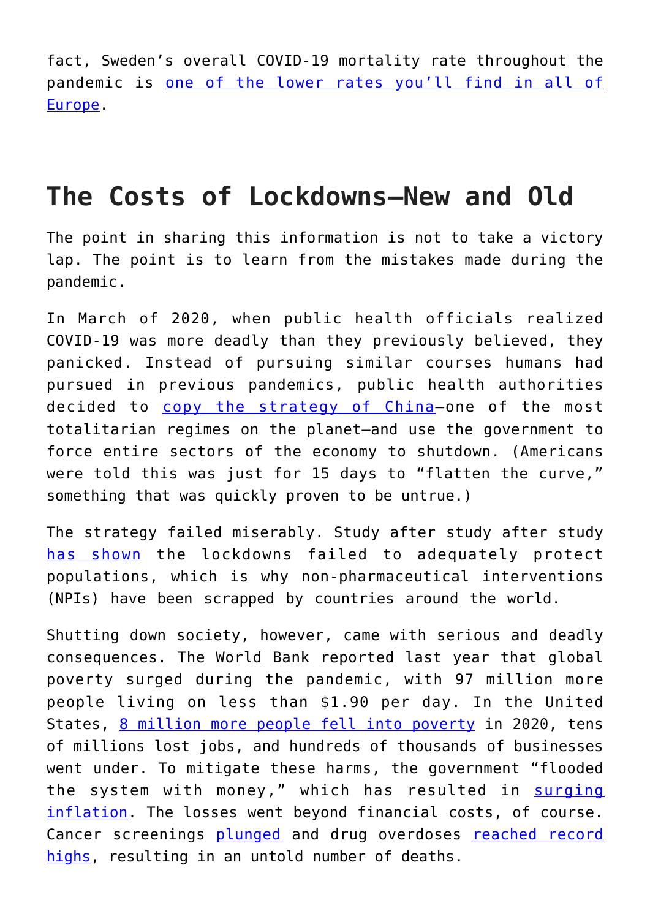fact, Sweden's overall COVID-19 mortality rate throughout the pandemic is [one of the lower rates you'll find in all of Europe].

## The Costs of Lockdowns—New and Old

The point in sharing this information is not to take a victory lap. The point is to learn from the mistakes made during the pandemic.

In March of 2020, when public health officials realized COVID-19 was more deadly than they previously believed, they panicked. Instead of pursuing similar courses humans had pursued in previous pandemics, public health authorities decided to [copy the strategy of China]—one of the most totalitarian regimes on the planet—and use the government to force entire sectors of the economy to shutdown. (Americans were told this was just for 15 days to "flatten the curve," something that was quickly proven to be untrue.)

The strategy failed miserably. Study after study after study [has shown] the lockdowns failed to adequately protect populations, which is why non-pharmaceutical interventions (NPIs) have been scrapped by countries around the world.

Shutting down society, however, came with serious and deadly consequences. The World Bank reported last year that global poverty surged during the pandemic, with 97 million more people living on less than $1.90 per day. In the United States, [8 million more people fell into poverty] in 2020, tens of millions lost jobs, and hundreds of thousands of businesses went under. To mitigate these harms, the government "flooded the system with money," which has resulted in [surging inflation]. The losses went beyond financial costs, of course. Cancer screenings [plunged] and drug overdoses [reached record highs], resulting in an untold number of deaths.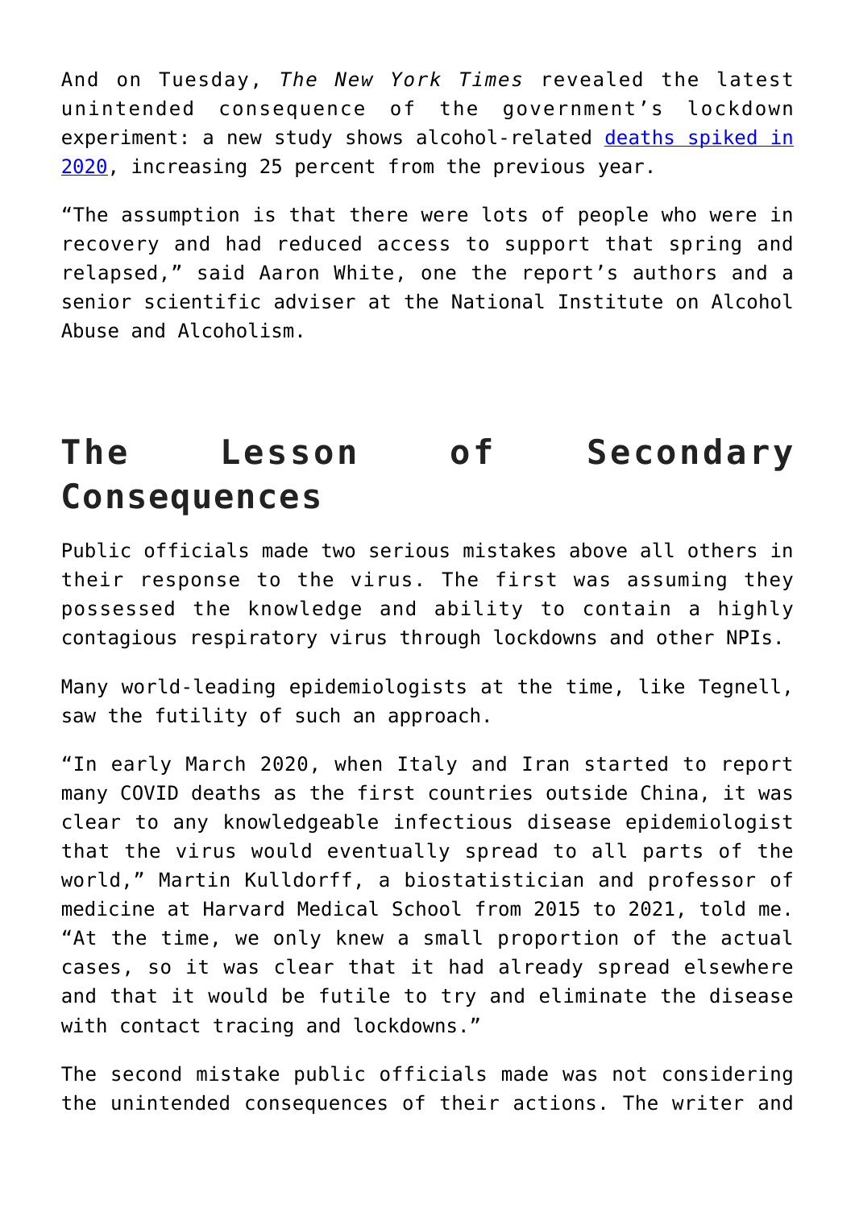And on Tuesday, *The New York Times* revealed the latest unintended consequence of the government's lockdown experiment: a new study shows alcohol-related deaths spiked in 2020, increasing 25 percent from the previous year.

"The assumption is that there were lots of people who were in recovery and had reduced access to support that spring and relapsed," said Aaron White, one the report's authors and a senior scientific adviser at the National Institute on Alcohol Abuse and Alcoholism.

## The Lesson of Secondary Consequences

Public officials made two serious mistakes above all others in their response to the virus. The first was assuming they possessed the knowledge and ability to contain a highly contagious respiratory virus through lockdowns and other NPIs.

Many world-leading epidemiologists at the time, like Tegnell, saw the futility of such an approach.

"In early March 2020, when Italy and Iran started to report many COVID deaths as the first countries outside China, it was clear to any knowledgeable infectious disease epidemiologist that the virus would eventually spread to all parts of the world," Martin Kulldorff, a biostatistician and professor of medicine at Harvard Medical School from 2015 to 2021, told me. "At the time, we only knew a small proportion of the actual cases, so it was clear that it had already spread elsewhere and that it would be futile to try and eliminate the disease with contact tracing and lockdowns."

The second mistake public officials made was not considering the unintended consequences of their actions. The writer and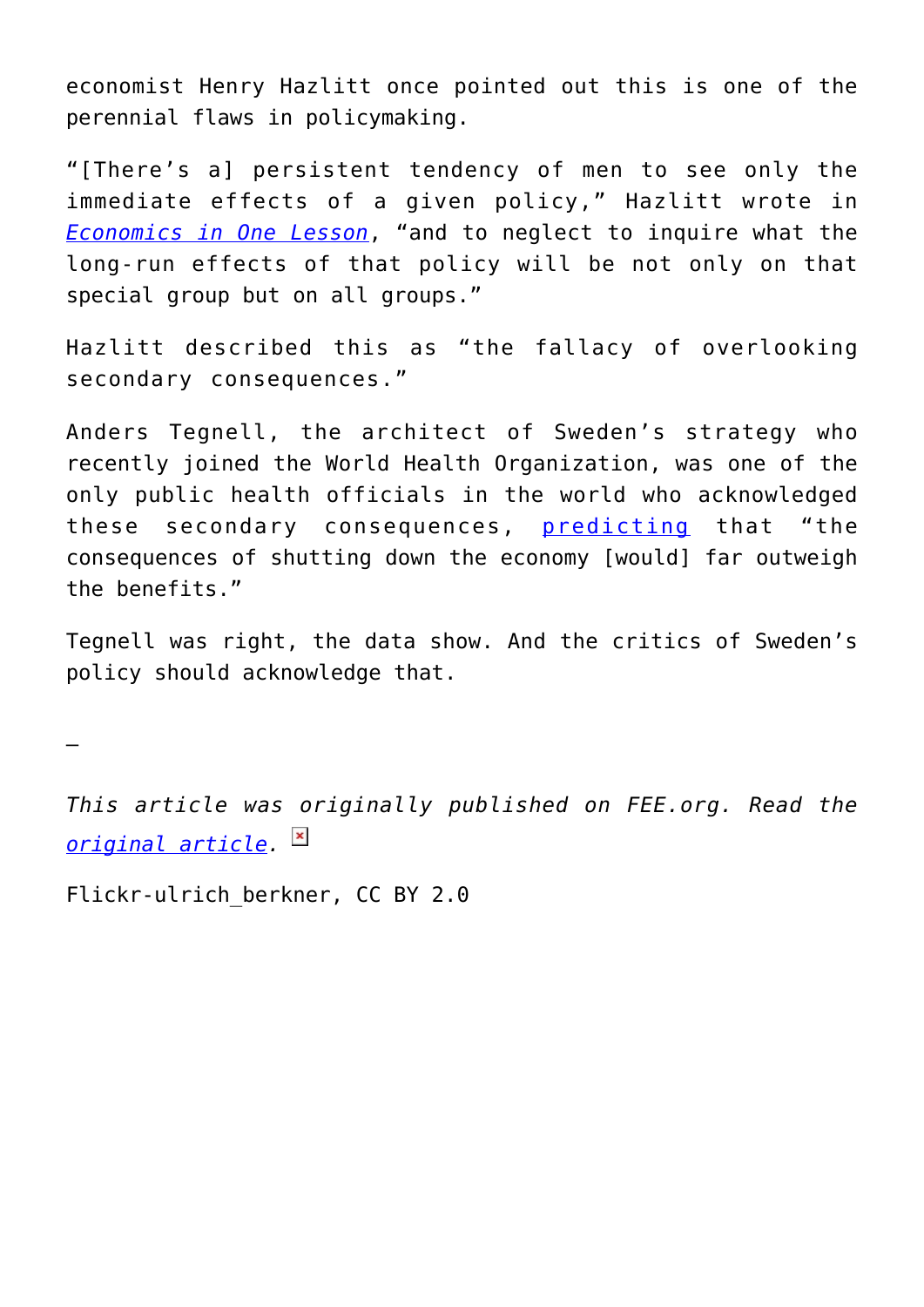economist Henry Hazlitt once pointed out this is one of the perennial flaws in policymaking.

"[There's a] persistent tendency of men to see only the immediate effects of a given policy," Hazlitt wrote in *Economics in One Lesson*, "and to neglect to inquire what the long-run effects of that policy will be not only on that special group but on all groups."

Hazlitt described this as "the fallacy of overlooking secondary consequences."

Anders Tegnell, the architect of Sweden's strategy who recently joined the World Health Organization, was one of the only public health officials in the world who acknowledged these secondary consequences, predicting that "the consequences of shutting down the economy [would] far outweigh the benefits."

Tegnell was right, the data show. And the critics of Sweden's policy should acknowledge that.

—

*This article was originally published on FEE.org. Read the original article.*

Flickr-ulrich_berkner, CC BY 2.0